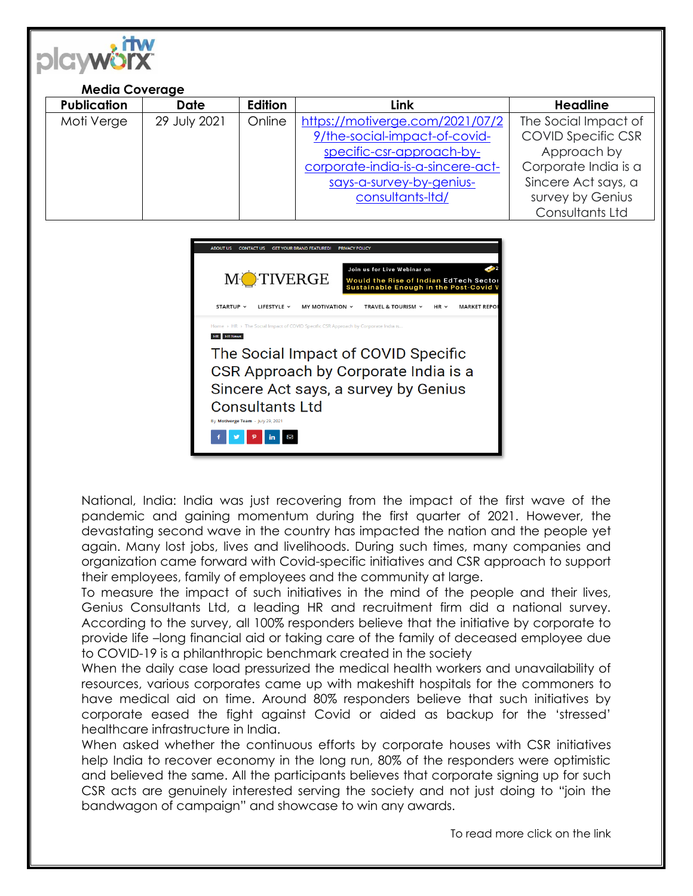**Media Coverage**

| Publication | Date | Edition | Link | Headline |
|---|---|---|---|---|
| Moti Verge | 29 July 2021 | Online | https://motiverge.com/2021/07/29/the-social-impact-of-covid-specific-csr-approach-by-corporate-india-is-a-sincere-act-says-a-survey-by-genius-consultants-ltd/ | The Social Impact of COVID Specific CSR Approach by Corporate India is a Sincere Act says, a survey by Genius Consultants Ltd |

National, India: India was just recovering from the impact of the first wave of the pandemic and gaining momentum during the first quarter of 2021. However, the devastating second wave in the country has impacted the nation and the people yet again. Many lost jobs, lives and livelihoods. During such times, many companies and organization came forward with Covid-specific initiatives and CSR approach to support their employees, family of employees and the community at large.

To measure the impact of such initiatives in the mind of the people and their lives, Genius Consultants Ltd, a leading HR and recruitment firm did a national survey. According to the survey, all 100% responders believe that the initiative by corporate to provide life –long financial aid or taking care of the family of deceased employee due to COVID-19 is a philanthropic benchmark created in the society

When the daily case load pressurized the medical health workers and unavailability of resources, various corporates came up with makeshift hospitals for the commoners to have medical aid on time. Around 80% responders believe that such initiatives by corporate eased the fight against Covid or aided as backup for the 'stressed' healthcare infrastructure in India.

When asked whether the continuous efforts by corporate houses with CSR initiatives help India to recover economy in the long run, 80% of the responders were optimistic and believed the same. All the participants believes that corporate signing up for such CSR acts are genuinely interested serving the society and not just doing to "join the bandwagon of campaign" and showcase to win any awards.

To read more click on the link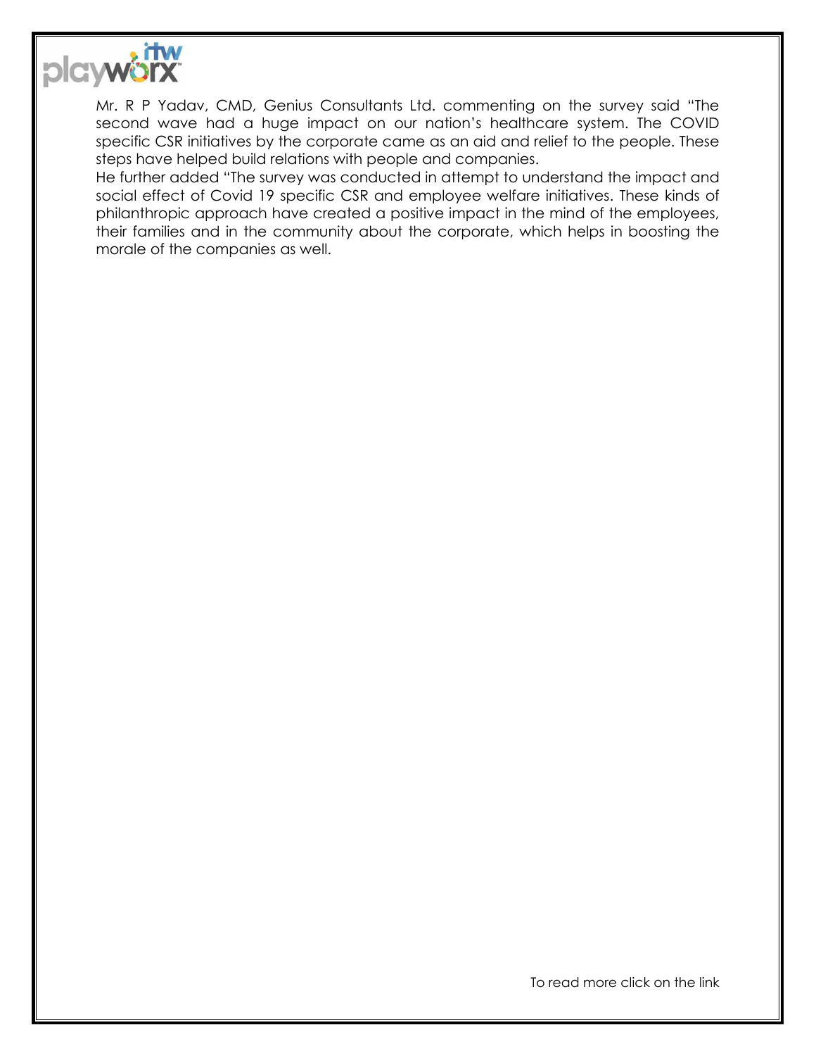Mr. R P Yadav, CMD, Genius Consultants Ltd. commenting on the survey said "The second wave had a huge impact on our nation's healthcare system. The COVID specific CSR initiatives by the corporate came as an aid and relief to the people. These steps have helped build relations with people and companies.

He further added "The survey was conducted in attempt to understand the impact and social effect of Covid 19 specific CSR and employee welfare initiatives. These kinds of philanthropic approach have created a positive impact in the mind of the employees, their families and in the community about the corporate, which helps in boosting the morale of the companies as well.

To read more click on the link